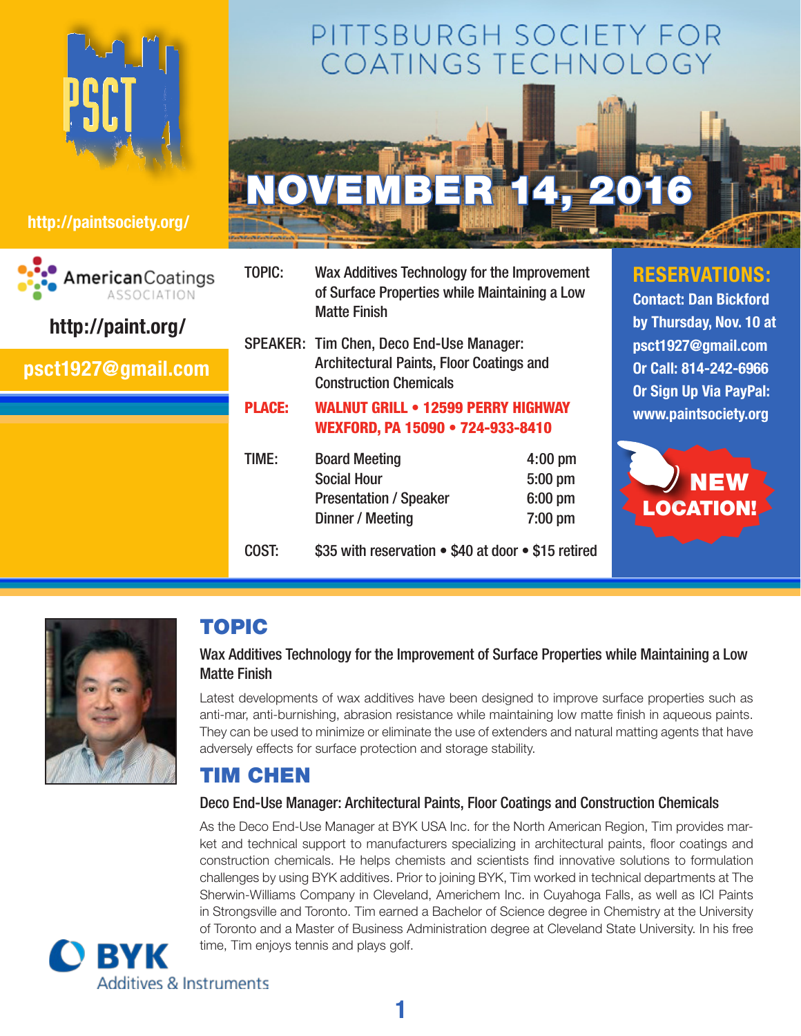# PITTSBURGH SOCIETY FOR COATINGS TECHNOLOGY

PSCT

http://paintsociety.org/

## NOVEMBER 14, 2016

AmericanCoatings ASSOCIATION

http://paint.org/

psct1927@gmail.com

| | | |
|---|---|---|
| TOPIC: | Wax Additives Technology for the Improvement of Surface Properties while Maintaining a Low Matte Finish | |
| SPEAKER: | Tim Chen, Deco End-Use Manager: Architectural Paints, Floor Coatings and Construction Chemicals | |
| **PLACE:** | **WALNUT GRILL • 12599 PERRY HIGHWAY WEXFORD, PA 15090 • 724-933-8410** | |
| TIME: | Board Meeting | 4:00 pm |
| | Social Hour | 5:00 pm |
| | Presentation / Speaker | 6:00 pm |
| | Dinner / Meeting | 7:00 pm |
| COST: | $35 with reservation • $40 at door • $15 retired | |

**RESERVATIONS:**
Contact: Dan Bickford by Thursday, Nov. 10 at psct1927@gmail.com
Or Call: 814-242-6966
Or Sign Up Via PayPal: www.paintsociety.org

**NEW LOCATION!**

## TOPIC

### Wax Additives Technology for the Improvement of Surface Properties while Maintaining a Low Matte Finish

Latest developments of wax additives have been designed to improve surface properties such as anti-mar, anti-burnishing, abrasion resistance while maintaining low matte finish in aqueous paints. They can be used to minimize or eliminate the use of extenders and natural matting agents that have adversely effects for surface protection and storage stability.

## TIM CHEN

### Deco End-Use Manager: Architectural Paints, Floor Coatings and Construction Chemicals

As the Deco End-Use Manager at BYK USA Inc. for the North American Region, Tim provides market and technical support to manufacturers specializing in architectural paints, floor coatings and construction chemicals. He helps chemists and scientists find innovative solutions to formulation challenges by using BYK additives. Prior to joining BYK, Tim worked in technical departments at The Sherwin-Williams Company in Cleveland, Americhem Inc. in Cuyahoga Falls, as well as ICI Paints in Strongsville and Toronto. Tim earned a Bachelor of Science degree in Chemistry at the University of Toronto and a Master of Business Administration degree at Cleveland State University. In his free time, Tim enjoys tennis and plays golf.

BYK Additives & Instruments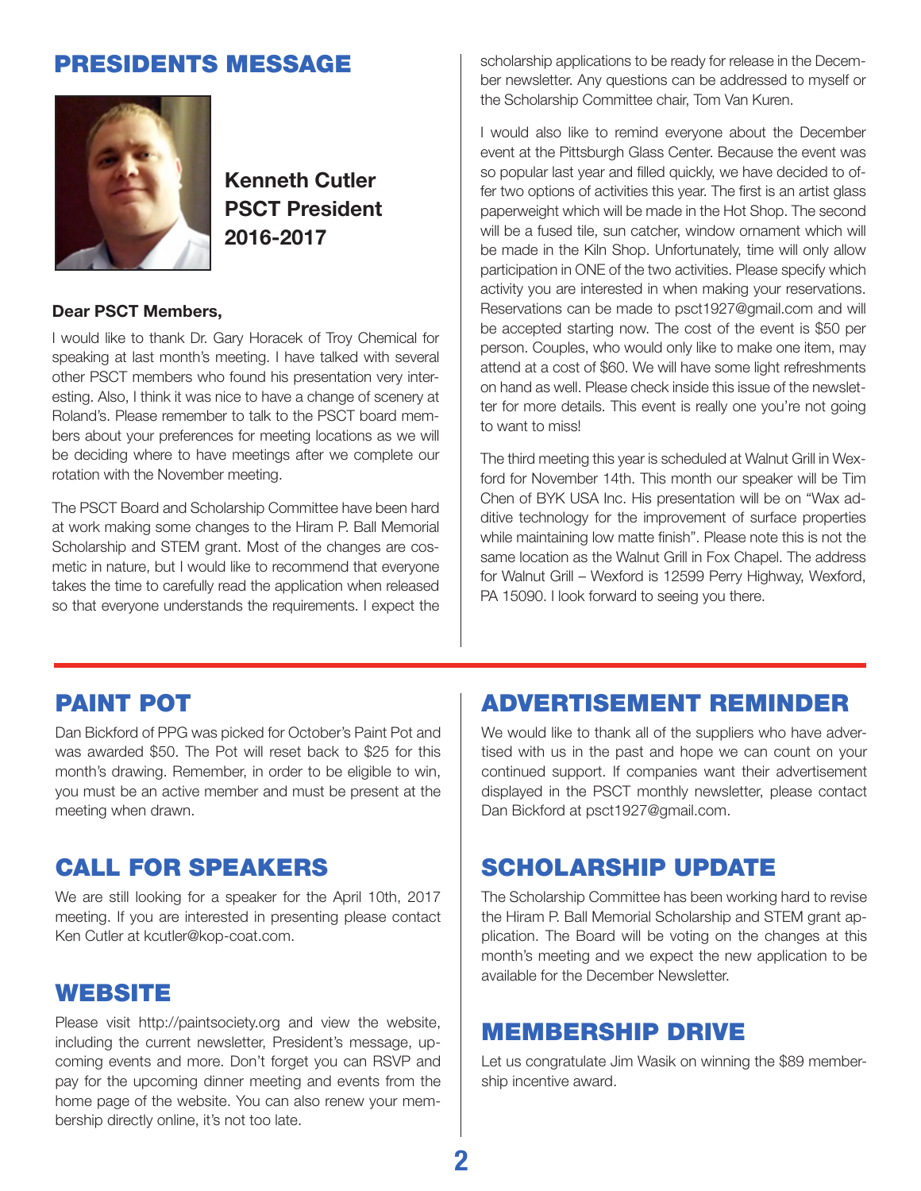## PRESIDENTS MESSAGE

**Kenneth Cutler**
**PSCT President**
**2016-2017**

**Dear PSCT Members,**

I would like to thank Dr. Gary Horacek of Troy Chemical for speaking at last month's meeting. I have talked with several other PSCT members who found his presentation very interesting. Also, I think it was nice to have a change of scenery at Roland's. Please remember to talk to the PSCT board members about your preferences for meeting locations as we will be deciding where to have meetings after we complete our rotation with the November meeting.

The PSCT Board and Scholarship Committee have been hard at work making some changes to the Hiram P. Ball Memorial Scholarship and STEM grant. Most of the changes are cosmetic in nature, but I would like to recommend that everyone takes the time to carefully read the application when released so that everyone understands the requirements. I expect the scholarship applications to be ready for release in the December newsletter. Any questions can be addressed to myself or the Scholarship Committee chair, Tom Van Kuren.

I would also like to remind everyone about the December event at the Pittsburgh Glass Center. Because the event was so popular last year and filled quickly, we have decided to offer two options of activities this year. The first is an artist glass paperweight which will be made in the Hot Shop. The second will be a fused tile, sun catcher, window ornament which will be made in the Kiln Shop. Unfortunately, time will only allow participation in ONE of the two activities. Please specify which activity you are interested in when making your reservations. Reservations can be made to psct1927@gmail.com and will be accepted starting now. The cost of the event is $50 per person. Couples, who would only like to make one item, may attend at a cost of $60. We will have some light refreshments on hand as well. Please check inside this issue of the newsletter for more details. This event is really one you're not going to want to miss!

The third meeting this year is scheduled at Walnut Grill in Wexford for November 14th. This month our speaker will be Tim Chen of BYK USA Inc. His presentation will be on "Wax additive technology for the improvement of surface properties while maintaining low matte finish". Please note this is not the same location as the Walnut Grill in Fox Chapel. The address for Walnut Grill – Wexford is 12599 Perry Highway, Wexford, PA 15090. I look forward to seeing you there.

## PAINT POT

Dan Bickford of PPG was picked for October's Paint Pot and was awarded $50. The Pot will reset back to $25 for this month's drawing. Remember, in order to be eligible to win, you must be an active member and must be present at the meeting when drawn.

## CALL FOR SPEAKERS

We are still looking for a speaker for the April 10th, 2017 meeting. If you are interested in presenting please contact Ken Cutler at kcutler@kop-coat.com.

## WEBSITE

Please visit http://paintsociety.org and view the website, including the current newsletter, President's message, upcoming events and more. Don't forget you can RSVP and pay for the upcoming dinner meeting and events from the home page of the website. You can also renew your membership directly online, it's not too late.

## ADVERTISEMENT REMINDER

We would like to thank all of the suppliers who have advertised with us in the past and hope we can count on your continued support. If companies want their advertisement displayed in the PSCT monthly newsletter, please contact Dan Bickford at psct1927@gmail.com.

## SCHOLARSHIP UPDATE

The Scholarship Committee has been working hard to revise the Hiram P. Ball Memorial Scholarship and STEM grant application. The Board will be voting on the changes at this month's meeting and we expect the new application to be available for the December Newsletter.

## MEMBERSHIP DRIVE

Let us congratulate Jim Wasik on winning the $89 membership incentive award.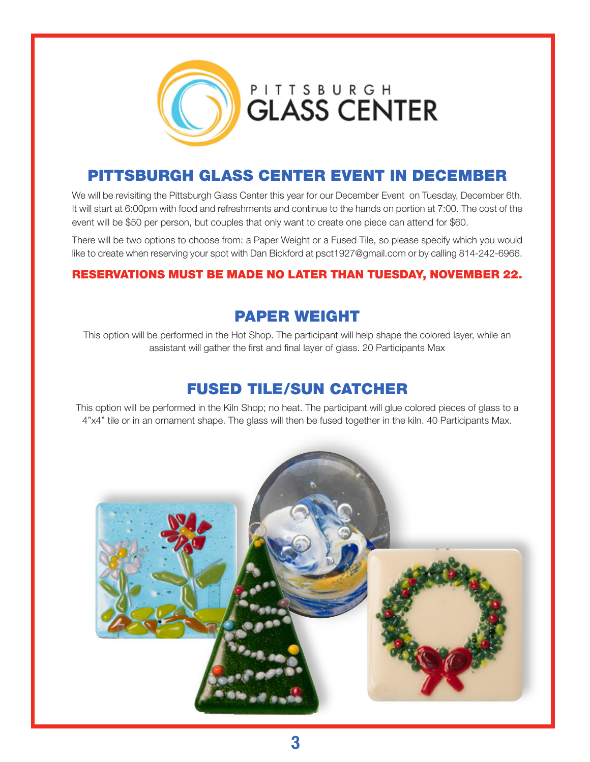# PITTSBURGH GLASS CENTER EVENT IN DECEMBER

We will be revisiting the Pittsburgh Glass Center this year for our December Event on Tuesday, December 6th. It will start at 6:00pm with food and refreshments and continue to the hands on portion at 7:00. The cost of the event will be $50 per person, but couples that only want to create one piece can attend for $60.

There will be two options to choose from: a Paper Weight or a Fused Tile, so please specify which you would like to create when reserving your spot with Dan Bickford at psct1927@gmail.com or by calling 814-242-6966.

**RESERVATIONS MUST BE MADE NO LATER THAN TUESDAY, NOVEMBER 22.**

## PAPER WEIGHT

This option will be performed in the Hot Shop. The participant will help shape the colored layer, while an assistant will gather the first and final layer of glass. 20 Participants Max

## FUSED TILE/SUN CATCHER

This option will be performed in the Kiln Shop; no heat. The participant will glue colored pieces of glass to a 4"x4" tile or in an ornament shape. The glass will then be fused together in the kiln. 40 Participants Max.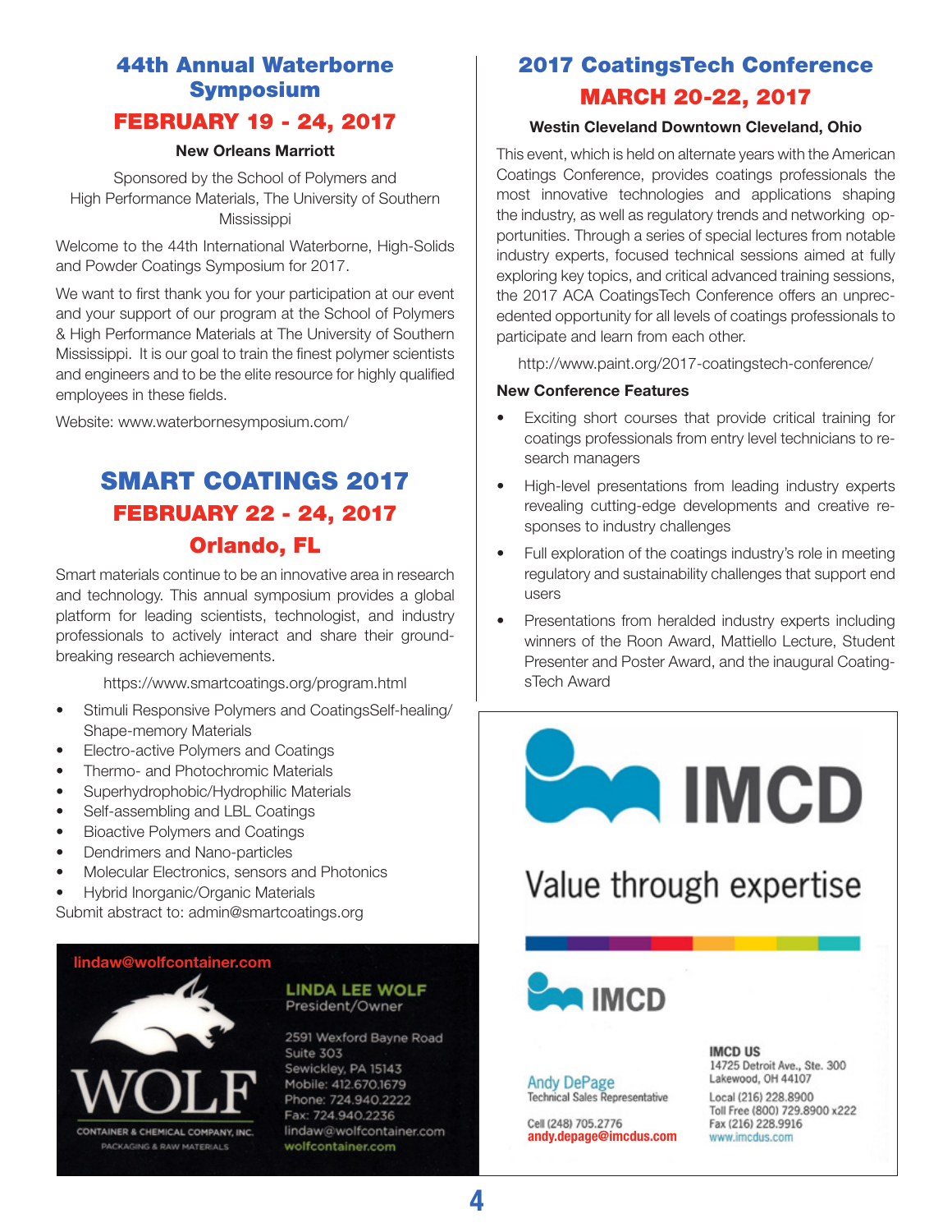## 44th Annual Waterborne Symposium

### FEBRUARY 19 - 24, 2017

**New Orleans Marriott**

Sponsored by the School of Polymers and High Performance Materials, The University of Southern Mississippi

Welcome to the 44th International Waterborne, High-Solids and Powder Coatings Symposium for 2017.

We want to first thank you for your participation at our event and your support of our program at the School of Polymers & High Performance Materials at The University of Southern Mississippi. It is our goal to train the finest polymer scientists and engineers and to be the elite resource for highly qualified employees in these fields.

Website: www.waterbornesymposium.com/

## SMART COATINGS 2017

### FEBRUARY 22 - 24, 2017

### Orlando, FL

Smart materials continue to be an innovative area in research and technology. This annual symposium provides a global platform for leading scientists, technologist, and industry professionals to actively interact and share their groundbreaking research achievements.

https://www.smartcoatings.org/program.html

- Stimuli Responsive Polymers and CoatingsSelf-healing/Shape-memory Materials
- Electro-active Polymers and Coatings
- Thermo- and Photochromic Materials
- Superhydrophobic/Hydrophilic Materials
- Self-assembling and LBL Coatings
- Bioactive Polymers and Coatings
- Dendrimers and Nano-particles
- Molecular Electronics, sensors and Photonics
- Hybrid Inorganic/Organic Materials

Submit abstract to: admin@smartcoatings.org

lindaw@wolfcontainer.com

**LINDA LEE WOLF**
President/Owner

2591 Wexford Bayne Road
Suite 303
Sewickley, PA 15143
Mobile: 412.670.1679
Phone: 724.940.2222
Fax: 724.940.2236
lindaw@wolfcontainer.com
wolfcontainer.com

WOLF
CONTAINER & CHEMICAL COMPANY, INC.
PACKAGING & RAW MATERIALS

## 2017 CoatingsTech Conference

### MARCH 20-22, 2017

**Westin Cleveland Downtown Cleveland, Ohio**

This event, which is held on alternate years with the American Coatings Conference, provides coatings professionals the most innovative technologies and applications shaping the industry, as well as regulatory trends and networking opportunities. Through a series of special lectures from notable industry experts, focused technical sessions aimed at fully exploring key topics, and critical advanced training sessions, the 2017 ACA CoatingsTech Conference offers an unprecedented opportunity for all levels of coatings professionals to participate and learn from each other.

http://www.paint.org/2017-coatingstech-conference/

**New Conference Features**

- Exciting short courses that provide critical training for coatings professionals from entry level technicians to research managers
- High-level presentations from leading industry experts revealing cutting-edge developments and creative responses to industry challenges
- Full exploration of the coatings industry's role in meeting regulatory and sustainability challenges that support end users
- Presentations from heralded industry experts including winners of the Roon Award, Mattiello Lecture, Student Presenter and Poster Award, and the inaugural CoatingsTech Award

IMCD

Value through expertise

IMCD

Andy DePage
Technical Sales Representative

Cell (248) 705.2776
andy.depage@imcdus.com

IMCD US
14725 Detroit Ave., Ste. 300
Lakewood, OH 44107

Local (216) 228.8900
Toll Free (800) 729.8900 x222
Fax (216) 228.9916
www.imcdus.com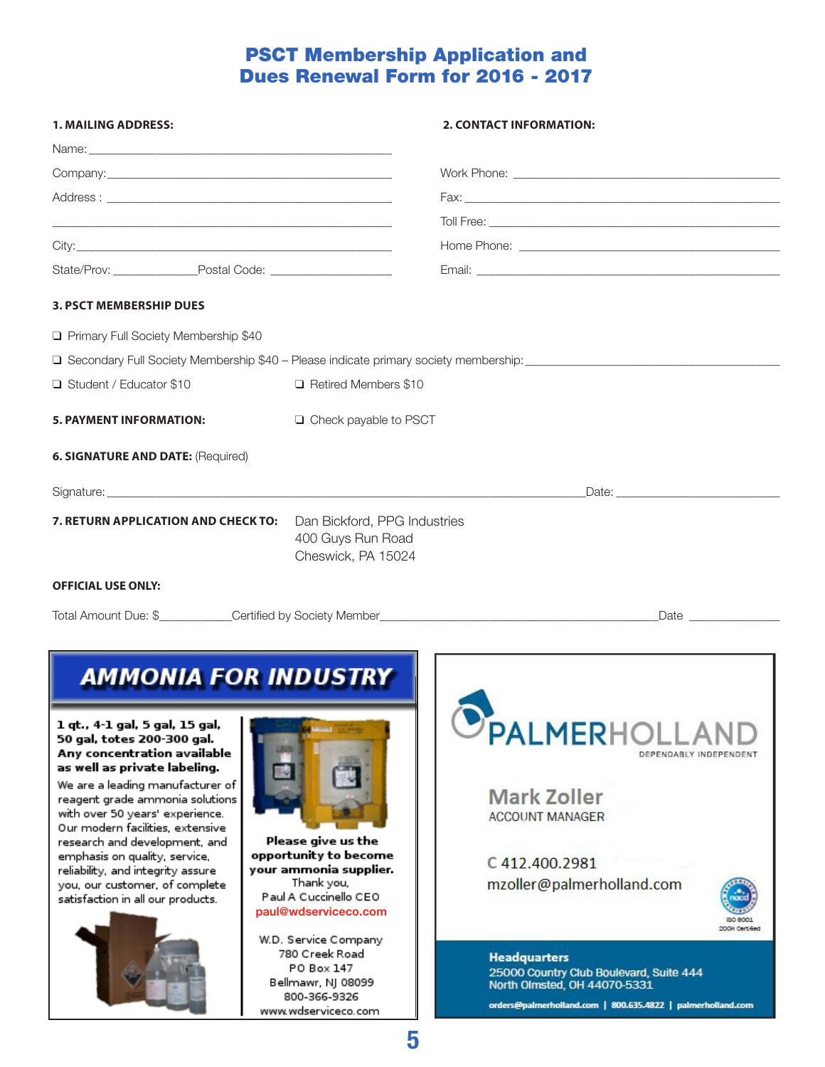# PSCT Membership Application and Dues Renewal Form for 2016 - 2017

**1. MAILING ADDRESS:**

Name: ____________________________________________

Company: __________________________________________

Address : __________________________________________

__________________________________________________

City: _____________________________________________

State/Prov: _____________ Postal Code: ________________

**2. CONTACT INFORMATION:**

Work Phone: ______________________________________

Fax: _____________________________________________

Toll Free: _________________________________________

Home Phone: ______________________________________

Email: ____________________________________________

**3. PSCT MEMBERSHIP DUES**

❑ Primary Full Society Membership $40

❑ Secondary Full Society Membership $40 – Please indicate primary society membership: ______________________

❑ Student / Educator $10 ❑ Retired Members $10

**5. PAYMENT INFORMATION:** ❑ Check payable to PSCT

**6. SIGNATURE AND DATE:** (Required)

Signature: ________________________________________________ Date: ____________________

**7. RETURN APPLICATION AND CHECK TO:**
Dan Bickford, PPG Industries
400 Guys Run Road
Cheswick, PA 15024

**OFFICIAL USE ONLY:**

Total Amount Due: $__________ Certified by Society Member ________________________________ Date ____________

---

## AMMONIA FOR INDUSTRY

**1 qt., 4-1 gal, 5 gal, 15 gal, 50 gal, totes 200-300 gal. Any concentration available as well as private labeling.**

We are a leading manufacturer of reagent grade ammonia solutions with over 50 years' experience. Our modern facilities, extensive research and development, and emphasis on quality, service, reliability, and integrity assure you, our customer, of complete satisfaction in all our products.

**Please give us the opportunity to become your ammonia supplier.**

Thank you,
Paul A Cuccinello CEO
paul@wdserviceco.com

W.D. Service Company
780 Creek Road
PO Box 147
Bellmawr, NJ 08099
800-366-9326
www.wdserviceco.com

---

## PALMERHOLLAND

DEPENDABLY INDEPENDENT

**Mark Zoller**
ACCOUNT MANAGER

C 412.400.2981
mzoller@palmerholland.com

ISO 9001 2008 Certified

**Headquarters**
25000 Country Club Boulevard, Suite 444
North Olmsted, OH 44070-5331

orders@palmerholland.com | 800.635.4822 | palmerholland.com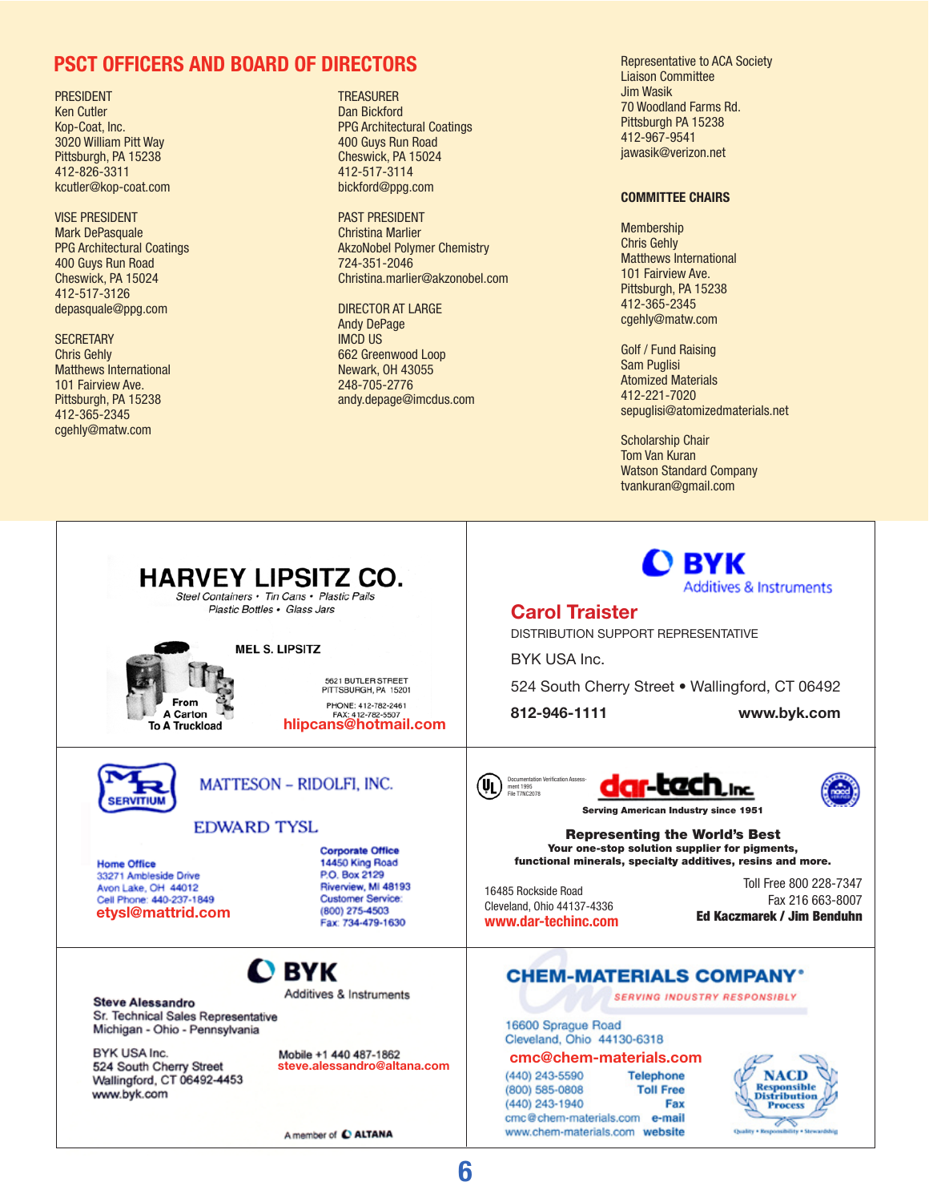## PSCT OFFICERS AND BOARD OF DIRECTORS

PRESIDENT
Ken Cutler
Kop-Coat, Inc.
3020 William Pitt Way
Pittsburgh, PA 15238
412-826-3311
kcutler@kop-coat.com

VISE PRESIDENT
Mark DePasquale
PPG Architectural Coatings
400 Guys Run Road
Cheswick, PA 15024
412-517-3126
depasquale@ppg.com

SECRETARY
Chris Gehly
Matthews International
101 Fairview Ave.
Pittsburgh, PA 15238
412-365-2345
cgehly@matw.com

TREASURER
Dan Bickford
PPG Architectural Coatings
400 Guys Run Road
Cheswick, PA 15024
412-517-3114
bickford@ppg.com

PAST PRESIDENT
Christina Marlier
AkzoNobel Polymer Chemistry
724-351-2046
Christina.marlier@akzonobel.com

DIRECTOR AT LARGE
Andy DePage
IMCD US
662 Greenwood Loop
Newark, OH 43055
248-705-2776
andy.depage@imcdus.com

Representative to ACA Society
Liaison Committee
Jim Wasik
70 Woodland Farms Rd.
Pittsburgh PA 15238
412-967-9541
jawasik@verizon.net

### COMMITTEE CHAIRS

Membership
Chris Gehly
Matthews International
101 Fairview Ave.
Pittsburgh, PA 15238
412-365-2345
cgehly@matw.com

Golf / Fund Raising
Sam Puglisi
Atomized Materials
412-221-7020
sepuglisi@atomizedmaterials.net

Scholarship Chair
Tom Van Kuran
Watson Standard Company
tvankuran@gmail.com

---

**HARVEY LIPSITZ CO.**
*Steel Containers • Tin Cans • Plastic Pails*
*Plastic Bottles • Glass Jars*

**MEL S. LIPSITZ**

From A Carton To A Truckload

5621 BUTLER STREET
PITTSBURGH, PA 15201
PHONE: 412-782-2461
FAX: 412-782-5507
hlipcans@hotmail.com

---

**BYK** Additives & Instruments

**Carol Traister**
DISTRIBUTION SUPPORT REPRESENTATIVE
BYK USA Inc.
524 South Cherry Street • Wallingford, CT 06492
**812-946-1111** **www.byk.com**

---

MR SERVITIUM

MATTESON – RIDOLFI, INC.

EDWARD TYSL

Home Office
33271 Ambleside Drive
Avon Lake, OH 44012
Cell Phone: 440-237-1849
etysl@mattrid.com

Corporate Office
14450 King Road
P.O. Box 2129
Riverview, MI 48193
Customer Service:
(800) 275-4503
Fax: 734-479-1630

---

Documentation Verification Assessment 1995 File T7NC2078

**dar-tech Inc.**
**Serving American Industry since 1951**

**Representing the World's Best**
**Your one-stop solution supplier for pigments, functional minerals, specialty additives, resins and more.**

16485 Rockside Road
Cleveland, Ohio 44137-4336
www.dar-techinc.com

Toll Free 800 228-7347
Fax 216 663-8007
**Ed Kaczmarek / Jim Benduhn**

---

**BYK** Additives & Instruments

**Steve Alessandro**
Sr. Technical Sales Representative
Michigan - Ohio - Pennsylvania

BYK USA Inc.
524 South Cherry Street
Wallingford, CT 06492-4453
www.byk.com

Mobile +1 440 487-1862
steve.alessandro@altana.com

A member of ALTANA

---

**CHEM-MATERIALS COMPANY®**
*SERVING INDUSTRY RESPONSIBLY*

16600 Sprague Road
Cleveland, Ohio 44130-6318
cmc@chem-materials.com
(440) 243-5590 Telephone
(800) 585-0808 Toll Free
(440) 243-1940 Fax
cmc@chem-materials.com e-mail
www.chem-materials.com website

NACD Responsible Distribution Process
Quality • Responsibility • Stewardship